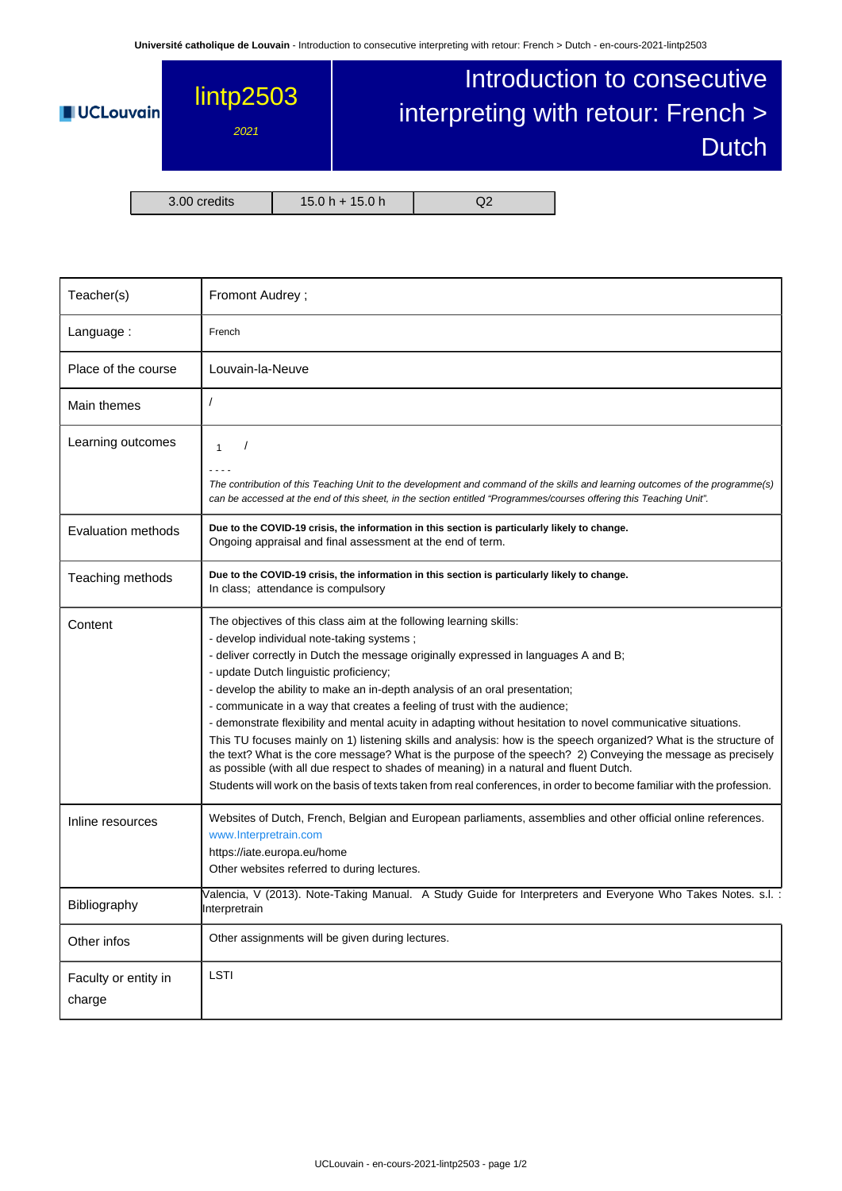UCLouvain

# lintp2503

*2021*

# Introduction to consecutive interpreting with retour: French > Dutch

| 3.00 credits | 15.0 h + 15.0 h | Q2 |
|---|---|---|

| | |
|---|---|
| Teacher(s) | Fromont Audrey ; |
| Language : | French |
| Place of the course | Louvain-la-Neuve |
| Main themes | / |
| Learning outcomes | 1 / <br> - - - - <br> *The contribution of this Teaching Unit to the development and command of the skills and learning outcomes of the programme(s) can be accessed at the end of this sheet, in the section entitled "Programmes/courses offering this Teaching Unit".* |
| Evaluation methods | **Due to the COVID-19 crisis, the information in this section is particularly likely to change.** <br> Ongoing appraisal and final assessment at the end of term. |
| Teaching methods | **Due to the COVID-19 crisis, the information in this section is particularly likely to change.** <br> In class; attendance is compulsory |
| Content | The objectives of this class aim at the following learning skills: <br> - develop individual note-taking systems ; <br> - deliver correctly in Dutch the message originally expressed in languages A and B; <br> - update Dutch linguistic proficiency; <br> - develop the ability to make an in-depth analysis of an oral presentation; <br> - communicate in a way that creates a feeling of trust with the audience; <br> - demonstrate flexibility and mental acuity in adapting without hesitation to novel communicative situations. <br> This TU focuses mainly on 1) listening skills and analysis: how is the speech organized? What is the structure of the text? What is the core message? What is the purpose of the speech? 2) Conveying the message as precisely as possible (with all due respect to shades of meaning) in a natural and fluent Dutch. <br> Students will work on the basis of texts taken from real conferences, in order to become familiar with the profession. |
| Inline resources | Websites of Dutch, French, Belgian and European parliaments, assemblies and other official online references. <br> www.Interpretrain.com <br> https://iate.europa.eu/home <br> Other websites referred to during lectures. |
| Bibliography | Valencia, V (2013). Note-Taking Manual. A Study Guide for Interpreters and Everyone Who Takes Notes. s.l. : Interpretrain |
| Other infos | Other assignments will be given during lectures. |
| Faculty or entity in charge | LSTI |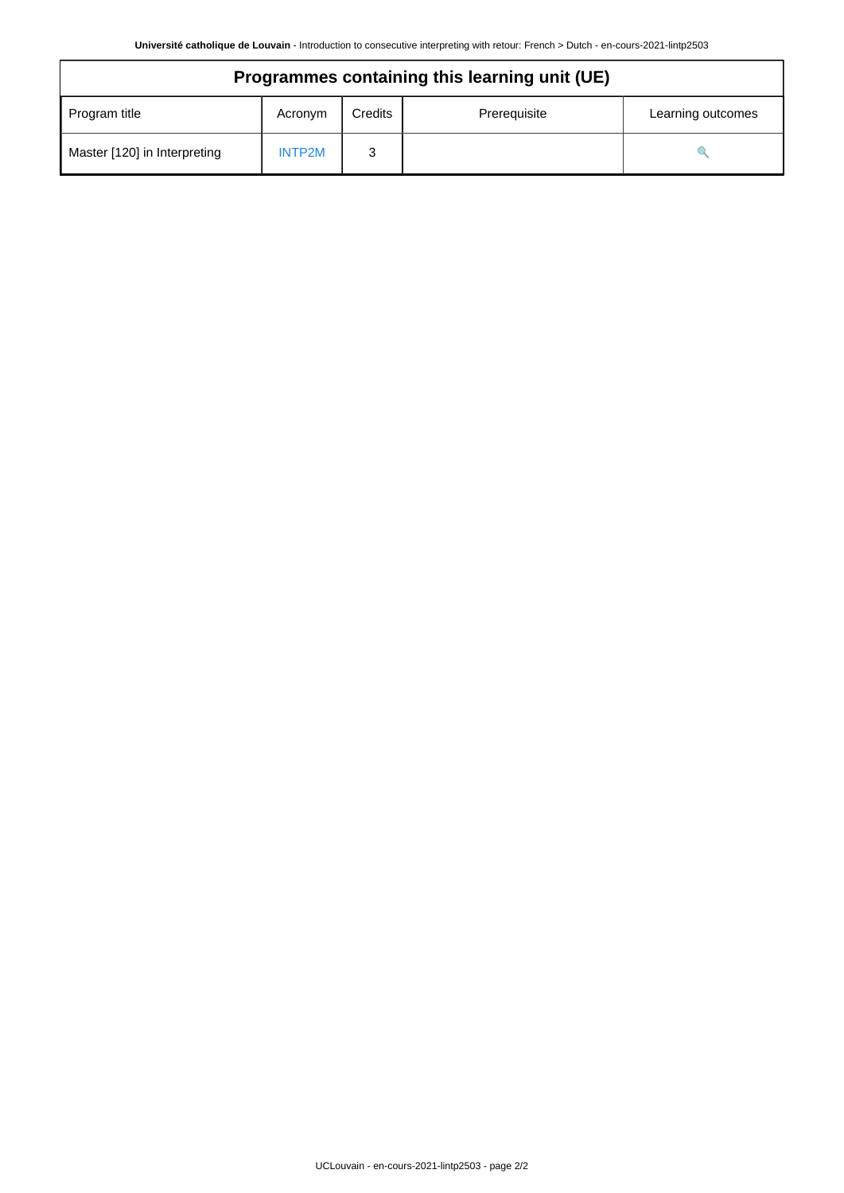## Programmes containing this learning unit (UE)

| Program title | Acronym | Credits | Prerequisite | Learning outcomes |
|---|---|---|---|---|
| Master [120] in Interpreting | INTP2M | 3 | | |